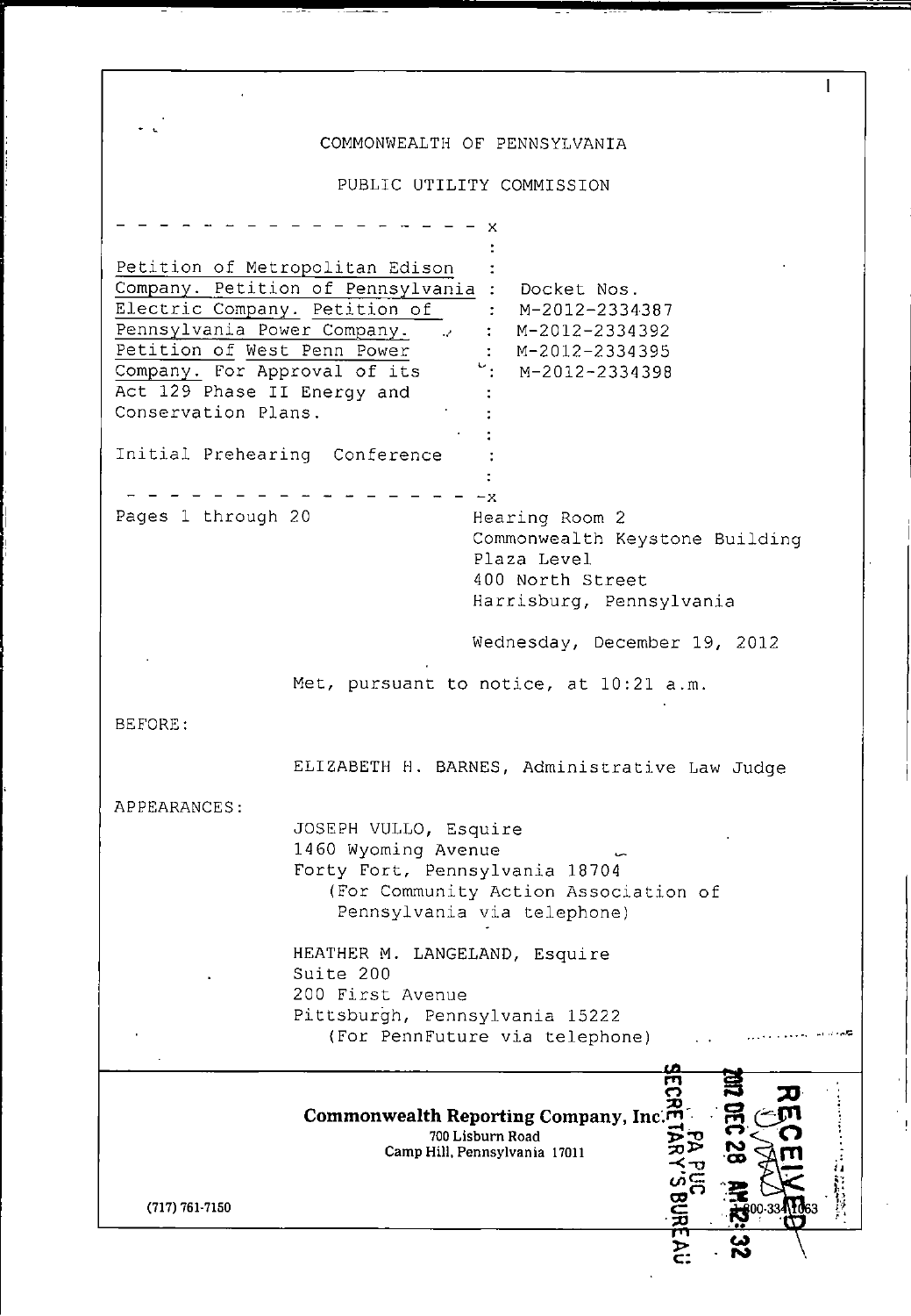COMMONWEALTH OF PENNSYLVANIA

PUBLIC UTILITY COMMISSION

| | |
|---|---|
| Petition of Metropolitan Edison Company. Petition of Pennsylvania Electric Company. Petition of Pennsylvania Power Company. Petition of West Penn Power Company. For Approval of its Act 129 Phase II Energy and Conservation Plans. | Docket Nos. M-2012-2334387 M-2012-2334392 M-2012-2334395 M-2012-2334398 |
| Initial Prehearing Conference | |

Pages 1 through 20

Hearing Room 2
Commonwealth Keystone Building
Plaza Level
400 North Street
Harrisburg, Pennsylvania

Wednesday, December 19, 2012

Met, pursuant to notice, at 10:21 a.m.

BEFORE:

ELIZABETH H. BARNES, Administrative Law Judge

APPEARANCES:

JOSEPH VULLO, Esquire
1460 Wyoming Avenue
Forty Fort, Pennsylvania 18704
(For Community Action Association of Pennsylvania via telephone)

HEATHER M. LANGELAND, Esquire
Suite 200
200 First Avenue
Pittsburgh, Pennsylvania 15222
(For PennFuture via telephone)

**Commonwealth Reporting Company, Inc.**
700 Lisburn Road
Camp Hill, Pennsylvania 17011
(717) 761-7150

RECEIVED
2012 DEC 28 AM 12:32
PA PUC
SECRETARY'S BUREAU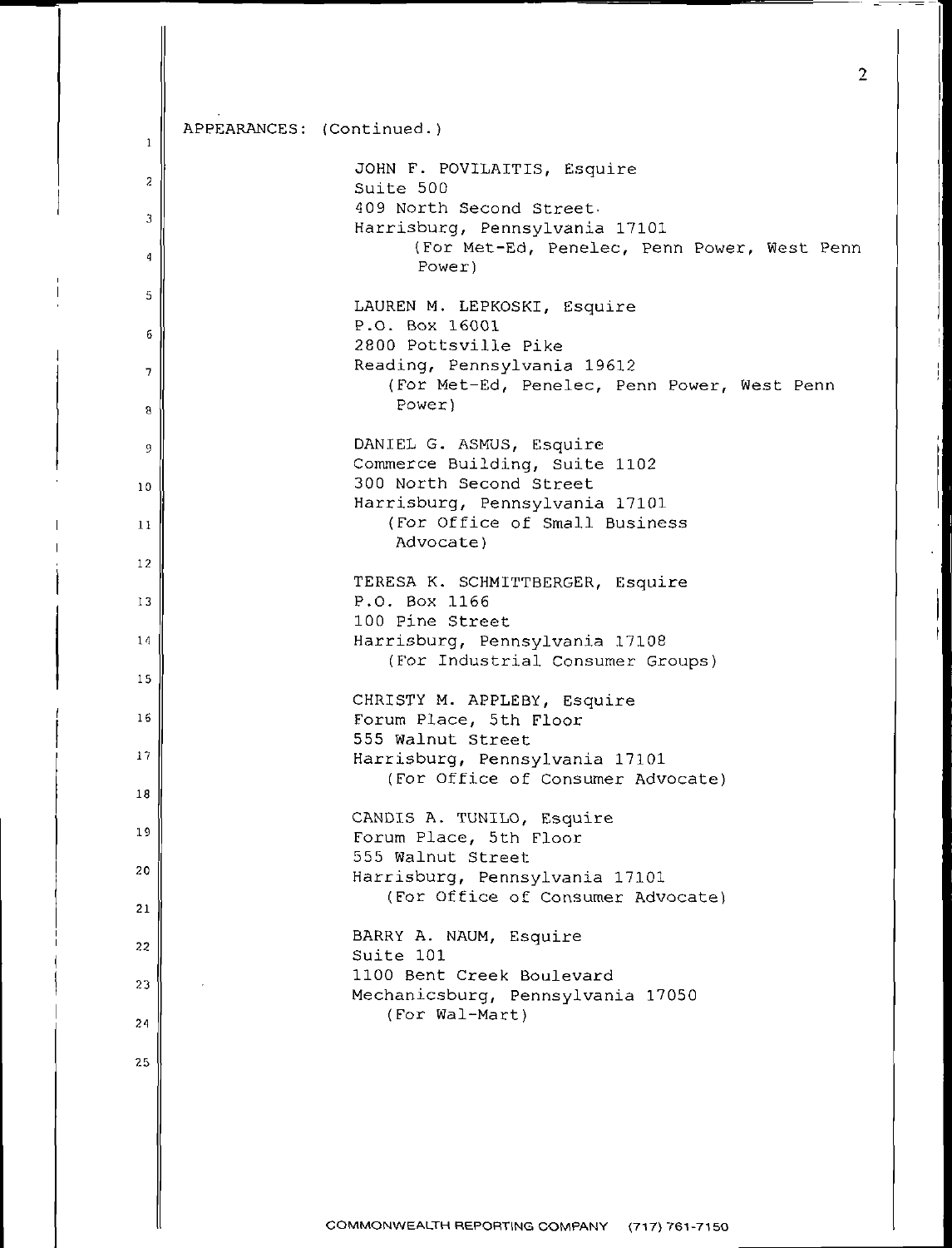APPEARANCES: (Continued.)

JOHN F. POVILAITIS, Esquire
Suite 500
409 North Second Street
Harrisburg, Pennsylvania 17101
(For Met-Ed, Penelec, Penn Power, West Penn Power)

LAUREN M. LEPKOSKI, Esquire
P.O. Box 16001
2800 Pottsville Pike
Reading, Pennsylvania 19612
(For Met-Ed, Penelec, Penn Power, West Penn Power)

DANIEL G. ASMUS, Esquire
Commerce Building, Suite 1102
300 North Second Street
Harrisburg, Pennsylvania 17101
(For Office of Small Business Advocate)

TERESA K. SCHMITTBERGER, Esquire
P.O. Box 1166
100 Pine Street
Harrisburg, Pennsylvania 17108
(For Industrial Consumer Groups)

CHRISTY M. APPLEBY, Esquire
Forum Place, 5th Floor
555 Walnut Street
Harrisburg, Pennsylvania 17101
(For Office of Consumer Advocate)

CANDIS A. TUNILO, Esquire
Forum Place, 5th Floor
555 Walnut Street
Harrisburg, Pennsylvania 17101
(For Office of Consumer Advocate)

BARRY A. NAUM, Esquire
Suite 101
1100 Bent Creek Boulevard
Mechanicsburg, Pennsylvania 17050
(For Wal-Mart)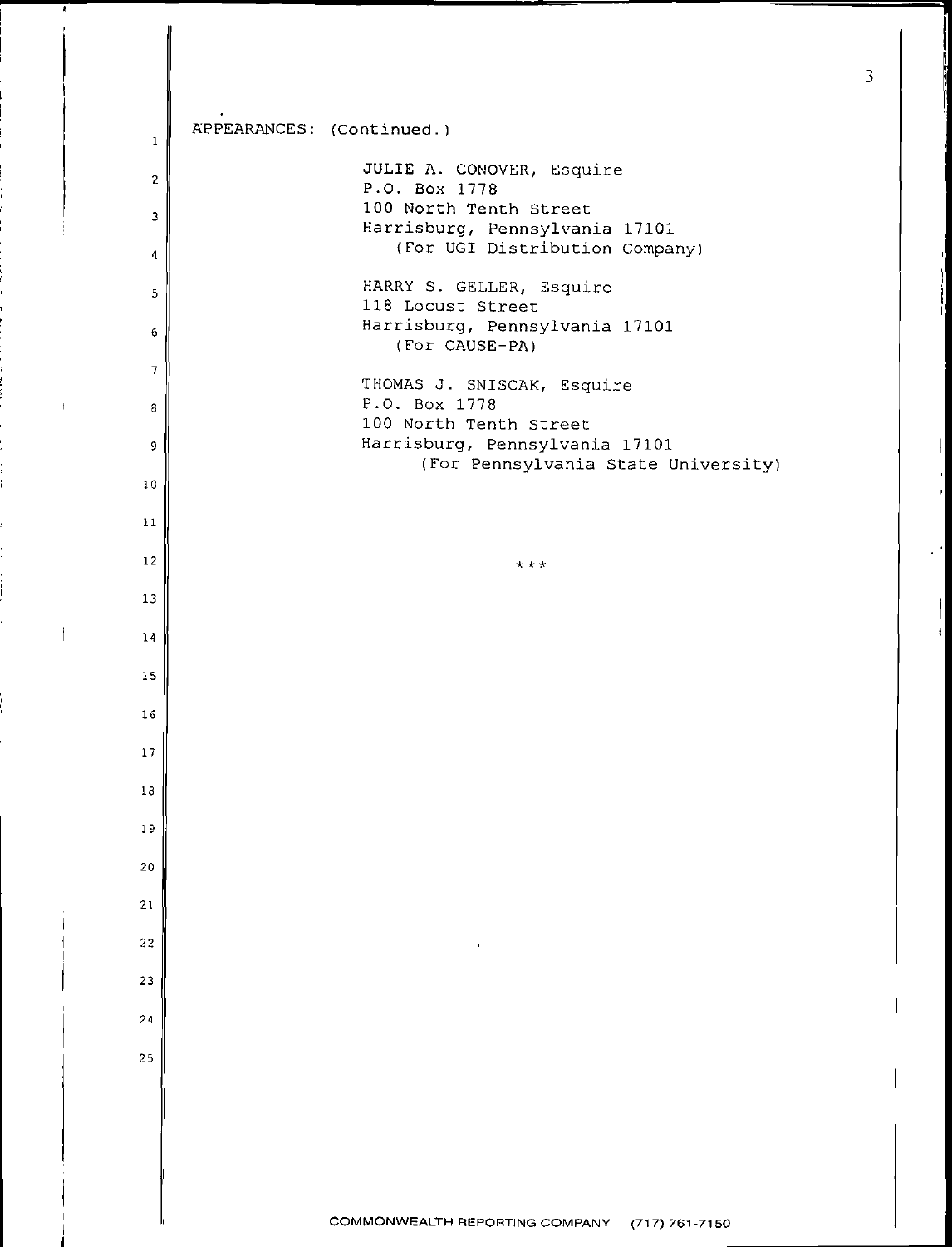APPEARANCES: (Continued.)

JULIE A. CONOVER, Esquire
P.O. Box 1778
100 North Tenth Street
Harrisburg, Pennsylvania 17101
(For UGI Distribution Company)

HARRY S. GELLER, Esquire
118 Locust Street
Harrisburg, Pennsylvania 17101
(For CAUSE-PA)

THOMAS J. SNISCAK, Esquire
P.O. Box 1778
100 North Tenth Street
Harrisburg, Pennsylvania 17101
(For Pennsylvania State University)

\*\*\*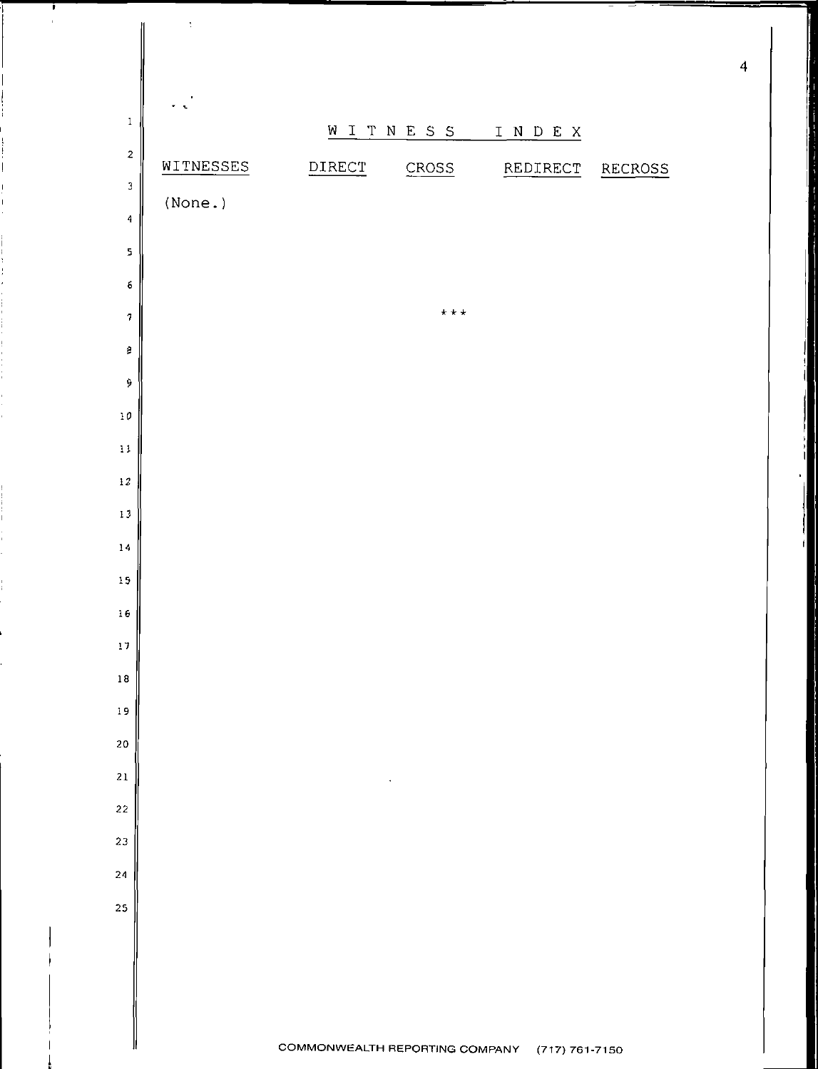# WITNESS INDEX

| WITNESSES | DIRECT | CROSS | REDIRECT | RECROSS |
| --- | --- | --- | --- | --- |
| (None.) | | | | |

***

COMMONWEALTH REPORTING COMPANY (717) 761-7150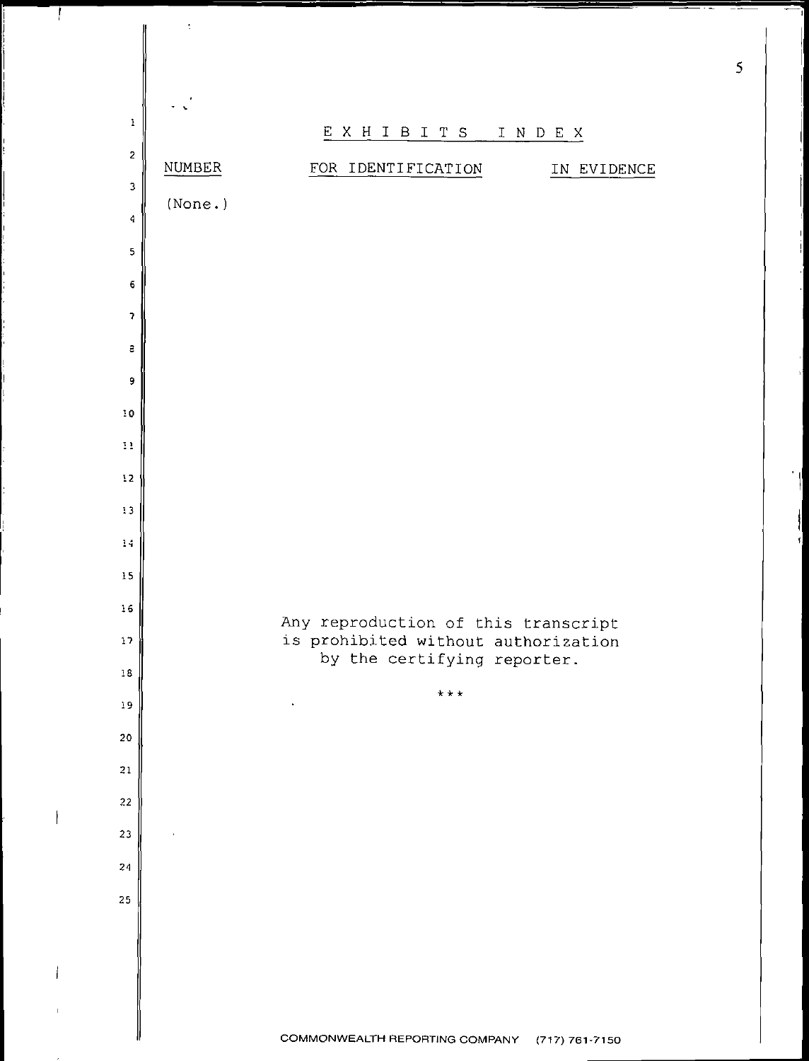# EXHIBITS INDEX

| NUMBER | FOR IDENTIFICATION | IN EVIDENCE |
| --- | --- | --- |
| (None.) | | |

Any reproduction of this transcript is prohibited without authorization by the certifying reporter.

\* \* \*

COMMONWEALTH REPORTING COMPANY (717) 761-7150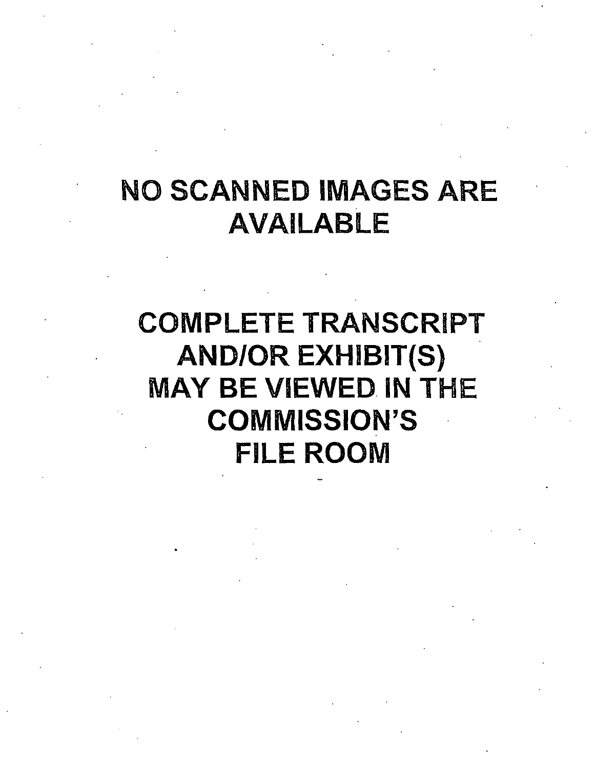NO SCANNED IMAGES ARE AVAILABLE

COMPLETE TRANSCRIPT AND/OR EXHIBIT(S) MAY BE VIEWED IN THE COMMISSION'S FILE ROOM